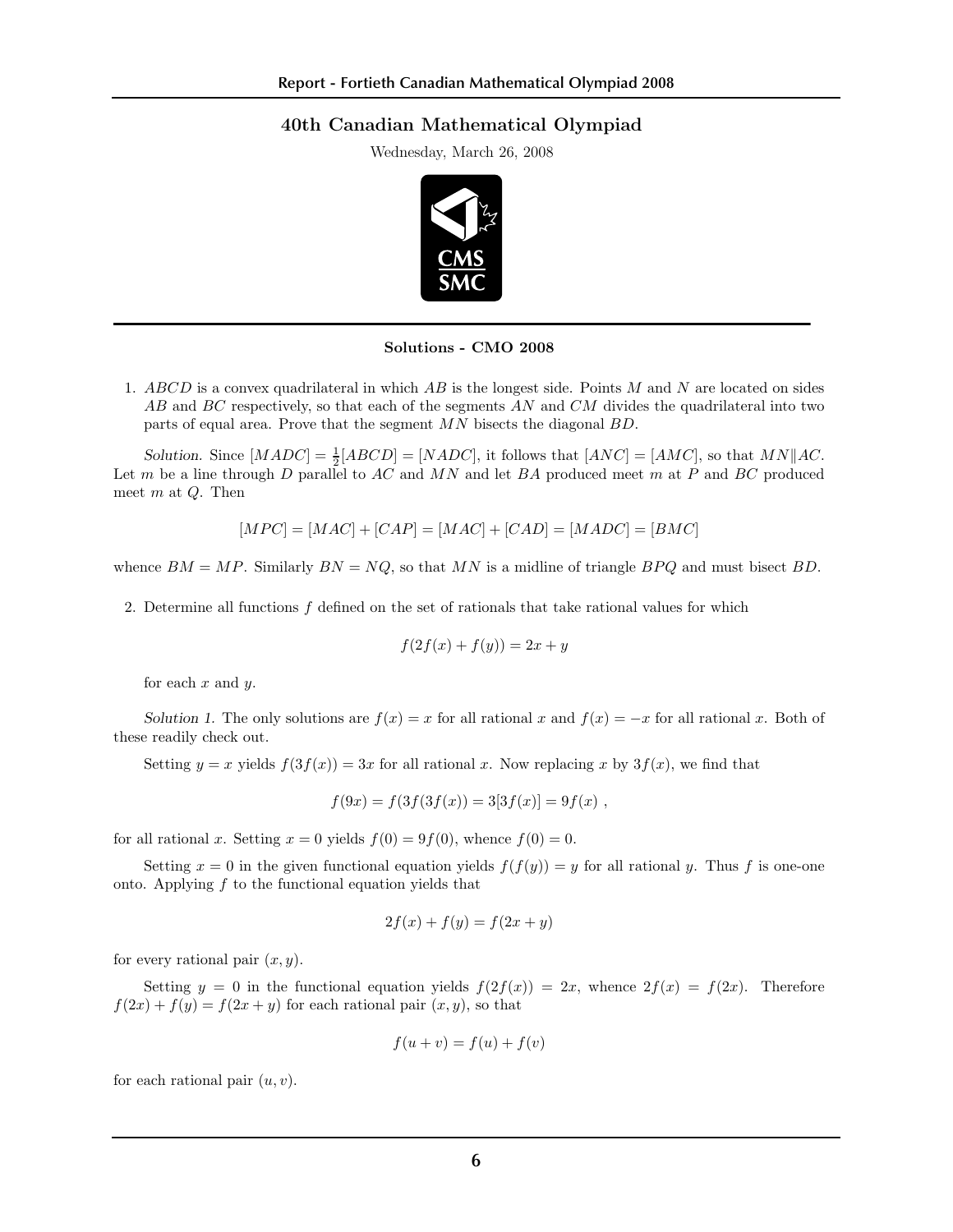# 40th Canadian Mathematical Olympiad

Wednesday, March 26, 2008

## Solutions - CMO 2008

1. $ABCD$ is a convex quadrilateral in which $AB$ is the longest side. Points $M$ and $N$ are located on sides $AB$ and $BC$ respectively, so that each of the segments $AN$ and $CM$ divides the quadrilateral into two parts of equal area. Prove that the segment $MN$ bisects the diagonal $BD$.

*Solution.* Since $[MADC] = \frac{1}{2}[ABCD] = [NADC]$, it follows that $[ANC] = [AMC]$, so that $MN \| AC$. Let $m$ be a line through $D$ parallel to $AC$ and $MN$ and let $BA$ produced meet $m$ at $P$ and $BC$ produced meet $m$ at $Q$. Then

$$[MPC] = [MAC] + [CAP] = [MAC] + [CAD] = [MADC] = [BMC]$$

whence $BM = MP$. Similarly $BN = NQ$, so that $MN$ is a midline of triangle $BPQ$ and must bisect $BD$.

2. Determine all functions $f$ defined on the set of rationals that take rational values for which

$$f(2f(x) + f(y)) = 2x + y$$

for each $x$ and $y$.

*Solution 1.* The only solutions are $f(x) = x$ for all rational $x$ and $f(x) = -x$ for all rational $x$. Both of these readily check out.

Setting $y = x$ yields $f(3f(x)) = 3x$ for all rational $x$. Now replacing $x$ by $3f(x)$, we find that

$$f(9x) = f(3f(3f(x))) = 3[3f(x)] = 9f(x) \ ,$$

for all rational $x$. Setting $x = 0$ yields $f(0) = 9f(0)$, whence $f(0) = 0$.

Setting $x = 0$ in the given functional equation yields $f(f(y)) = y$ for all rational $y$. Thus $f$ is one-one onto. Applying $f$ to the functional equation yields that

$$2f(x) + f(y) = f(2x + y)$$

for every rational pair $(x, y)$.

Setting $y = 0$ in the functional equation yields $f(2f(x)) = 2x$, whence $2f(x) = f(2x)$. Therefore $f(2x) + f(y) = f(2x + y)$ for each rational pair $(x, y)$, so that

$$f(u + v) = f(u) + f(v)$$

for each rational pair $(u, v)$.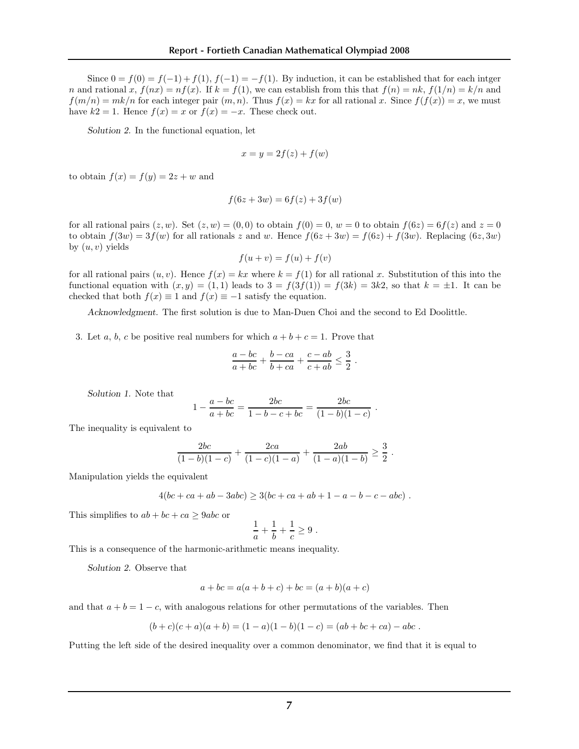Since $0 = f(0) = f(-1) + f(1)$, $f(-1) = -f(1)$. By induction, it can be established that for each intger $n$ and rational $x$, $f(nx) = nf(x)$. If $k = f(1)$, we can establish from this that $f(n) = nk$, $f(1/n) = k/n$ and $f(m/n) = mk/n$ for each integer pair $(m, n)$. Thus $f(x) = kx$ for all rational $x$. Since $f(f(x)) = x$, we must have $k2 = 1$. Hence $f(x) = x$ or $f(x) = -x$. These check out.

*Solution 2.* In the functional equation, let

$$x = y = 2f(z) + f(w)$$

to obtain $f(x) = f(y) = 2z + w$ and

$$f(6z + 3w) = 6f(z) + 3f(w)$$

for all rational pairs $(z, w)$. Set $(z, w) = (0, 0)$ to obtain $f(0) = 0$, $w = 0$ to obtain $f(6z) = 6f(z)$ and $z = 0$ to obtain $f(3w) = 3f(w)$ for all rationals $z$ and $w$. Hence $f(6z + 3w) = f(6z) + f(3w)$. Replacing $(6z, 3w)$ by $(u, v)$ yields

$$f(u + v) = f(u) + f(v)$$

for all rational pairs $(u, v)$. Hence $f(x) = kx$ where $k = f(1)$ for all rational $x$. Substitution of this into the functional equation with $(x, y) = (1, 1)$ leads to $3 = f(3f(1)) = f(3k) = 3k2$, so that $k = \pm 1$. It can be checked that both $f(x) \equiv 1$ and $f(x) \equiv -1$ satisfy the equation.

*Acknowledgment.* The first solution is due to Man-Duen Choi and the second to Ed Doolittle.

3. Let $a$, $b$, $c$ be positive real numbers for which $a + b + c = 1$. Prove that

$$\frac{a - bc}{a + bc} + \frac{b - ca}{b + ca} + \frac{c - ab}{c + ab} \le \frac{3}{2} \ .$$

*Solution 1.* Note that

$$1 - \frac{a - bc}{a + bc} = \frac{2bc}{1 - b - c + bc} = \frac{2bc}{(1 - b)(1 - c)} \ .$$

The inequality is equivalent to

$$\frac{2bc}{(1 - b)(1 - c)} + \frac{2ca}{(1 - c)(1 - a)} + \frac{2ab}{(1 - a)(1 - b)} \ge \frac{3}{2} \ .$$

Manipulation yields the equivalent

$$4(bc + ca + ab - 3abc) \ge 3(bc + ca + ab + 1 - a - b - c - abc) \ .$$

This simplifies to $ab + bc + ca \ge 9abc$ or

$$\frac{1}{a} + \frac{1}{b} + \frac{1}{c} \ge 9 \ .$$

This is a consequence of the harmonic-arithmetic means inequality.

*Solution 2.* Observe that

$$a + bc = a(a + b + c) + bc = (a + b)(a + c)$$

and that $a + b = 1 - c$, with analogous relations for other permutations of the variables. Then

$$(b + c)(c + a)(a + b) = (1 - a)(1 - b)(1 - c) = (ab + bc + ca) - abc \ .$$

Putting the left side of the desired inequality over a common denominator, we find that it is equal to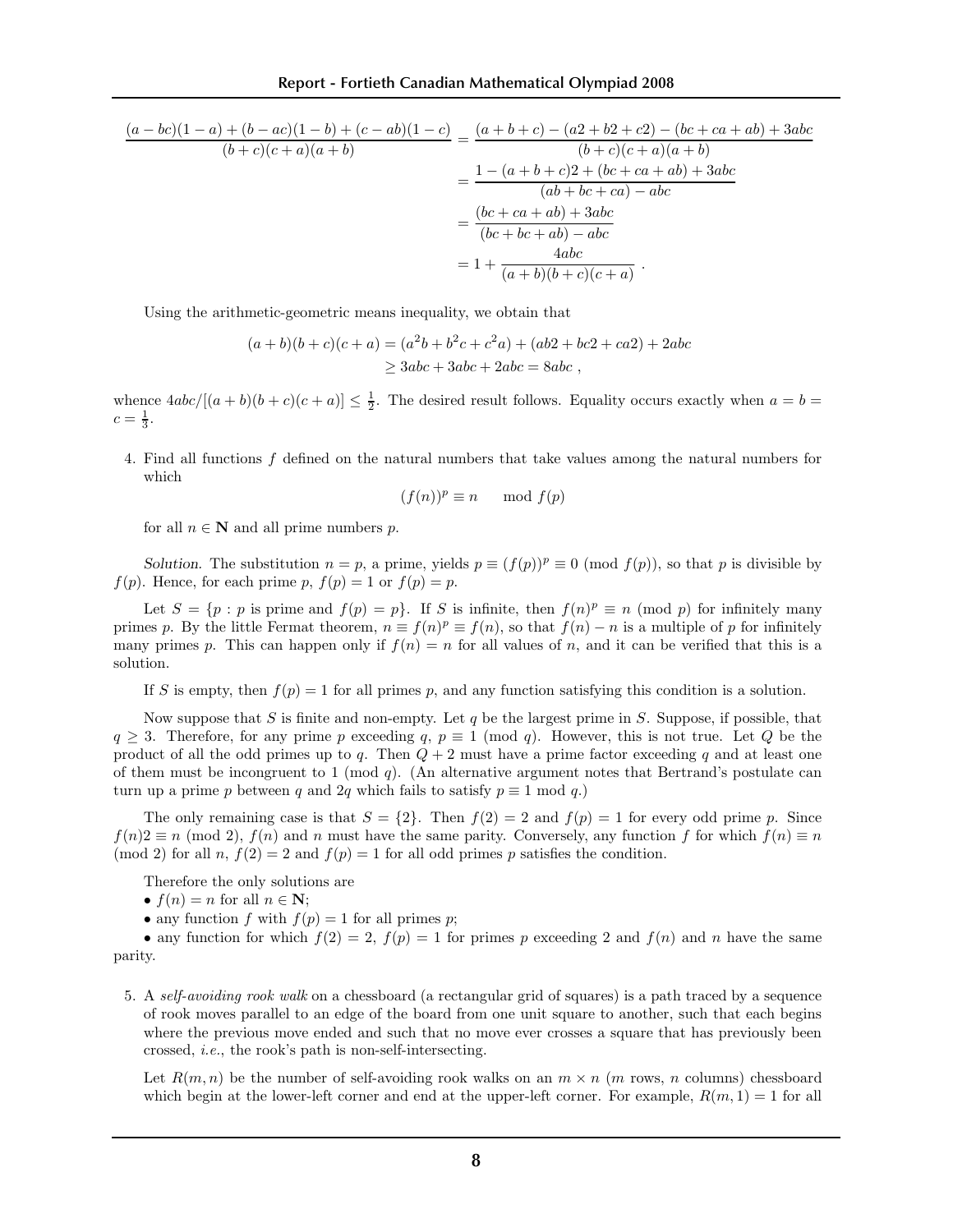$$\frac{(a-bc)(1-a)+(b-ac)(1-b)+(c-ab)(1-c)}{(b+c)(c+a)(a+b)} = \frac{(a+b+c)-(a2+b2+c2)-(bc+ca+ab)+3abc}{(b+c)(c+a)(a+b)}$$
$$= \frac{1-(a+b+c)2+(bc+ca+ab)+3abc}{(ab+bc+ca)-abc}$$
$$= \frac{(bc+ca+ab)+3abc}{(bc+bc+ab)-abc}$$
$$= 1+\frac{4abc}{(a+b)(b+c)(c+a)} \ .$$

Using the arithmetic-geometric means inequality, we obtain that

$$(a+b)(b+c)(c+a) = (a^2b+b^2c+c^2a)+(ab2+bc2+ca2)+2abc$$
$$\geq 3abc+3abc+2abc = 8abc \ ,$$

whence $4abc/[(a+b)(b+c)(c+a)] \leq \frac{1}{2}$. The desired result follows. Equality occurs exactly when $a = b = c = \frac{1}{3}$.

4. Find all functions $f$ defined on the natural numbers that take values among the natural numbers for which

$$(f(n))^p \equiv n \mod f(p)$$

for all $n \in \mathbf{N}$ and all prime numbers $p$.

*Solution.* The substitution $n = p$, a prime, yields $p \equiv (f(p))^p \equiv 0 \pmod{f(p)}$, so that $p$ is divisible by $f(p)$. Hence, for each prime $p$, $f(p) = 1$ or $f(p) = p$.

Let $S = \{p : p \text{ is prime and } f(p) = p\}$. If $S$ is infinite, then $f(n)^p \equiv n \pmod p$ for infinitely many primes $p$. By the little Fermat theorem, $n \equiv f(n)^p \equiv f(n)$, so that $f(n) - n$ is a multiple of $p$ for infinitely many primes $p$. This can happen only if $f(n) = n$ for all values of $n$, and it can be verified that this is a solution.

If $S$ is empty, then $f(p) = 1$ for all primes $p$, and any function satisfying this condition is a solution.

Now suppose that $S$ is finite and non-empty. Let $q$ be the largest prime in $S$. Suppose, if possible, that $q \geq 3$. Therefore, for any prime $p$ exceeding $q$, $p \equiv 1 \pmod q$. However, this is not true. Let $Q$ be the product of all the odd primes up to $q$. Then $Q + 2$ must have a prime factor exceeding $q$ and at least one of them must be incongruent to $1 \pmod q$. (An alternative argument notes that Bertrand's postulate can turn up a prime $p$ between $q$ and $2q$ which fails to satisfy $p \equiv 1 \mod q$.)

The only remaining case is that $S = \{2\}$. Then $f(2) = 2$ and $f(p) = 1$ for every odd prime $p$. Since $f(n)2 \equiv n \pmod 2$, $f(n)$ and $n$ must have the same parity. Conversely, any function $f$ for which $f(n) \equiv n \pmod 2$ for all $n$, $f(2) = 2$ and $f(p) = 1$ for all odd primes $p$ satisfies the condition.

Therefore the only solutions are

- $f(n) = n$ for all $n \in \mathbf{N}$;
- any function $f$ with $f(p) = 1$ for all primes $p$;
- any function for which $f(2) = 2$, $f(p) = 1$ for primes $p$ exceeding 2 and $f(n)$ and $n$ have the same parity.

5. A *self-avoiding rook walk* on a chessboard (a rectangular grid of squares) is a path traced by a sequence of rook moves parallel to an edge of the board from one unit square to another, such that each begins where the previous move ended and such that no move ever crosses a square that has previously been crossed, *i.e.*, the rook's path is non-self-intersecting.

Let $R(m, n)$ be the number of self-avoiding rook walks on an $m \times n$ ($m$ rows, $n$ columns) chessboard which begin at the lower-left corner and end at the upper-left corner. For example, $R(m, 1) = 1$ for all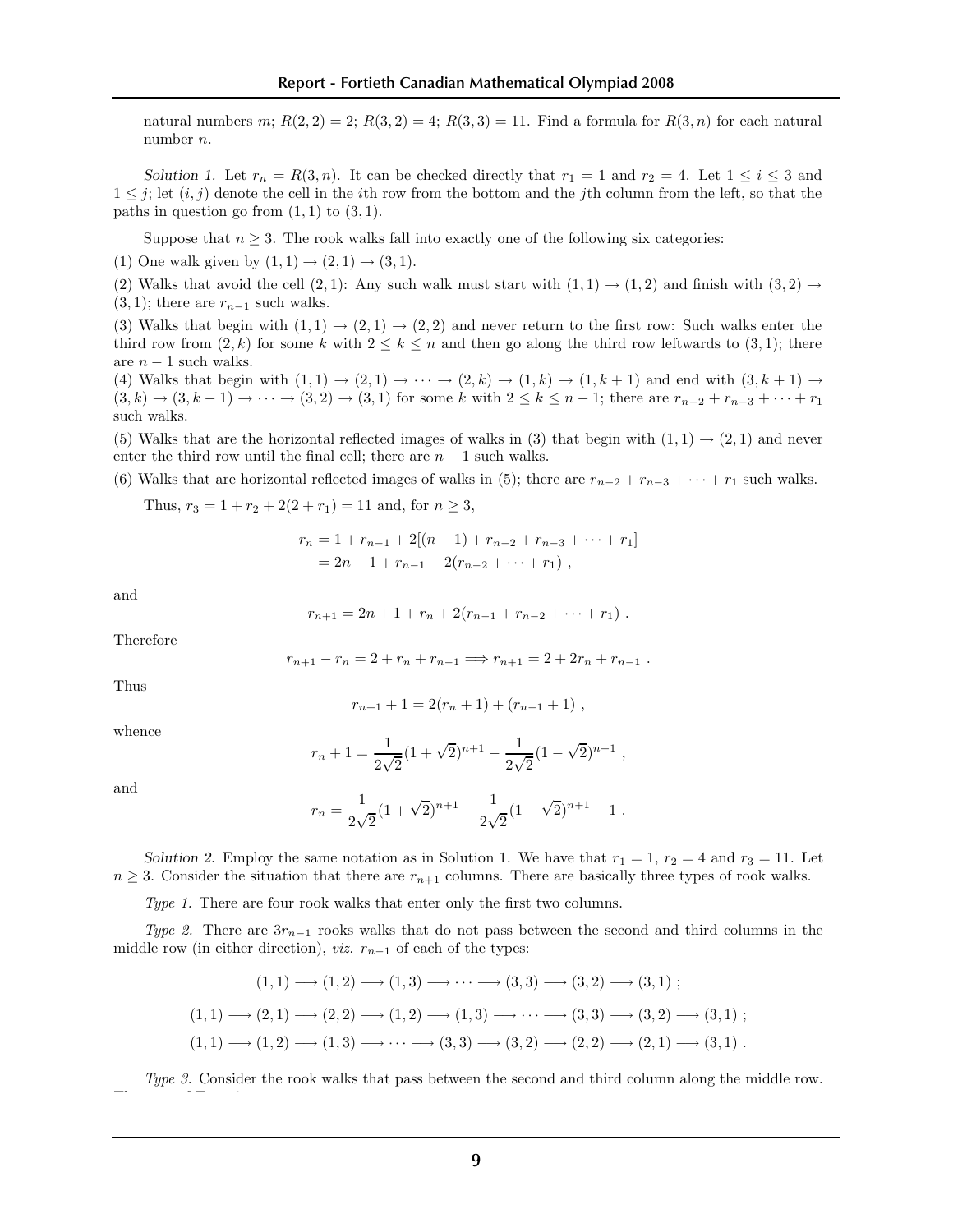natural numbers $m$; $R(2,2) = 2$; $R(3,2) = 4$; $R(3,3) = 11$. Find a formula for $R(3,n)$ for each natural number $n$.

*Solution 1.* Let $r_n = R(3,n)$. It can be checked directly that $r_1 = 1$ and $r_2 = 4$. Let $1 \leq i \leq 3$ and $1 \leq j$; let $(i,j)$ denote the cell in the $i$th row from the bottom and the $j$th column from the left, so that the paths in question go from $(1,1)$ to $(3,1)$.

Suppose that $n \geq 3$. The rook walks fall into exactly one of the following six categories:

(1) One walk given by $(1,1) \rightarrow (2,1) \rightarrow (3,1)$.

(2) Walks that avoid the cell $(2,1)$: Any such walk must start with $(1,1) \rightarrow (1,2)$ and finish with $(3,2) \rightarrow (3,1)$; there are $r_{n-1}$ such walks.

(3) Walks that begin with $(1,1) \rightarrow (2,1) \rightarrow (2,2)$ and never return to the first row: Such walks enter the third row from $(2,k)$ for some $k$ with $2 \leq k \leq n$ and then go along the third row leftwards to $(3,1)$; there are $n-1$ such walks.

(4) Walks that begin with $(1,1) \rightarrow (2,1) \rightarrow \cdots \rightarrow (2,k) \rightarrow (1,k) \rightarrow (1,k+1)$ and end with $(3,k+1) \rightarrow (3,k) \rightarrow (3,k-1) \rightarrow \cdots \rightarrow (3,2) \rightarrow (3,1)$ for some $k$ with $2 \leq k \leq n-1$; there are $r_{n-2} + r_{n-3} + \cdots + r_1$ such walks.

(5) Walks that are the horizontal reflected images of walks in (3) that begin with $(1,1) \rightarrow (2,1)$ and never enter the third row until the final cell; there are $n-1$ such walks.

(6) Walks that are horizontal reflected images of walks in (5); there are $r_{n-2} + r_{n-3} + \cdots + r_1$ such walks.

Thus, $r_3 = 1 + r_2 + 2(2 + r_1) = 11$ and, for $n \geq 3$,

$$\begin{aligned} r_n &= 1 + r_{n-1} + 2[(n-1) + r_{n-2} + r_{n-3} + \cdots + r_1] \\ &= 2n - 1 + r_{n-1} + 2(r_{n-2} + \cdots + r_1) , \end{aligned}$$

and

$$r_{n+1} = 2n + 1 + r_n + 2(r_{n-1} + r_{n-2} + \cdots + r_1) .$$

Therefore

$$r_{n+1} - r_n = 2 + r_n + r_{n-1} \Longrightarrow r_{n+1} = 2 + 2r_n + r_{n-1} .$$

Thus

$$r_{n+1} + 1 = 2(r_n + 1) + (r_{n-1} + 1) ,$$

whence

$$r_n + 1 = \frac{1}{2\sqrt{2}}(1+\sqrt{2})^{n+1} - \frac{1}{2\sqrt{2}}(1-\sqrt{2})^{n+1} ,$$

and

$$r_n = \frac{1}{2\sqrt{2}}(1+\sqrt{2})^{n+1} - \frac{1}{2\sqrt{2}}(1-\sqrt{2})^{n+1} - 1 .$$

*Solution 2.* Employ the same notation as in Solution 1. We have that $r_1 = 1$, $r_2 = 4$ and $r_3 = 11$. Let $n \geq 3$. Consider the situation that there are $r_{n+1}$ columns. There are basically three types of rook walks.

*Type 1.* There are four rook walks that enter only the first two columns.

*Type 2.* There are $3r_{n-1}$ rooks walks that do not pass between the second and third columns in the middle row (in either direction), *viz.* $r_{n-1}$ of each of the types:

$$(1,1) \longrightarrow (1,2) \longrightarrow (1,3) \longrightarrow \cdots \longrightarrow (3,3) \longrightarrow (3,2) \longrightarrow (3,1) ;$$

$$(1,1) \longrightarrow (2,1) \longrightarrow (2,2) \longrightarrow (1,2) \longrightarrow (1,3) \longrightarrow \cdots \longrightarrow (3,3) \longrightarrow (3,2) \longrightarrow (3,1) ;$$

$$(1,1) \longrightarrow (1,2) \longrightarrow (1,3) \longrightarrow \cdots \longrightarrow (3,3) \longrightarrow (3,2) \longrightarrow (2,2) \longrightarrow (2,1) \longrightarrow (3,1) .$$

*Type 3.* Consider the rook walks that pass between the second and third column along the middle row.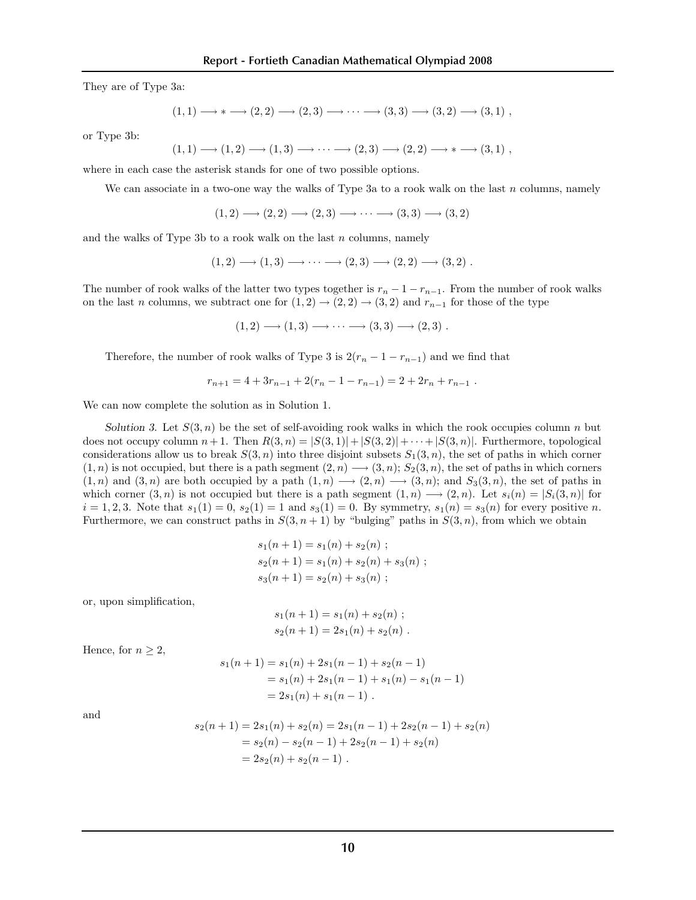They are of Type 3a:

$$(1,1) \longrightarrow * \longrightarrow (2,2) \longrightarrow (2,3) \longrightarrow \cdots \longrightarrow (3,3) \longrightarrow (3,2) \longrightarrow (3,1) \ ,$$

or Type 3b:

$$(1,1) \longrightarrow (1,2) \longrightarrow (1,3) \longrightarrow \cdots \longrightarrow (2,3) \longrightarrow (2,2) \longrightarrow * \longrightarrow (3,1) \ ,$$

where in each case the asterisk stands for one of two possible options.

We can associate in a two-one way the walks of Type 3a to a rook walk on the last $n$ columns, namely

$$(1,2) \longrightarrow (2,2) \longrightarrow (2,3) \longrightarrow \cdots \longrightarrow (3,3) \longrightarrow (3,2)$$

and the walks of Type 3b to a rook walk on the last $n$ columns, namely

$$(1,2) \longrightarrow (1,3) \longrightarrow \cdots \longrightarrow (2,3) \longrightarrow (2,2) \longrightarrow (3,2) \ .$$

The number of rook walks of the latter two types together is $r_n - 1 - r_{n-1}$. From the number of rook walks on the last $n$ columns, we subtract one for $(1,2) \to (2,2) \to (3,2)$ and $r_{n-1}$ for those of the type

$$(1,2) \longrightarrow (1,3) \longrightarrow \cdots \longrightarrow (3,3) \longrightarrow (2,3) \ .$$

Therefore, the number of rook walks of Type 3 is $2(r_n - 1 - r_{n-1})$ and we find that

$$r_{n+1} = 4 + 3r_{n-1} + 2(r_n - 1 - r_{n-1}) = 2 + 2r_n + r_{n-1} \ .$$

We can now complete the solution as in Solution 1.

*Solution 3.* Let $S(3,n)$ be the set of self-avoiding rook walks in which the rook occupies column $n$ but does not occupy column $n+1$. Then $R(3,n) = |S(3,1)| + |S(3,2)| + \cdots + |S(3,n)|$. Furthermore, topological considerations allow us to break $S(3,n)$ into three disjoint subsets $S_1(3,n)$, the set of paths in which corner $(1,n)$ is not occupied, but there is a path segment $(2,n) \longrightarrow (3,n)$; $S_2(3,n)$, the set of paths in which corners $(1,n)$ and $(3,n)$ are both occupied by a path $(1,n) \longrightarrow (2,n) \longrightarrow (3,n)$; and $S_3(3,n)$, the set of paths in which corner $(3,n)$ is not occupied but there is a path segment $(1,n) \longrightarrow (2,n)$. Let $s_i(n) = |S_i(3,n)|$ for $i = 1,2,3$. Note that $s_1(1) = 0$, $s_2(1) = 1$ and $s_3(1) = 0$. By symmetry, $s_1(n) = s_3(n)$ for every positive $n$. Furthermore, we can construct paths in $S(3,n+1)$ by "bulging" paths in $S(3,n)$, from which we obtain

$$\begin{aligned}
s_1(n+1) &= s_1(n) + s_2(n) \ ; \\
s_2(n+1) &= s_1(n) + s_2(n) + s_3(n) \ ; \\
s_3(n+1) &= s_2(n) + s_3(n) \ ;
\end{aligned}$$

or, upon simplification,

$$\begin{aligned}
s_1(n+1) &= s_1(n) + s_2(n) \ ; \\
s_2(n+1) &= 2s_1(n) + s_2(n) \ .
\end{aligned}$$

Hence, for $n \geq 2$,

$$\begin{aligned}
s_1(n+1) &= s_1(n) + 2s_1(n-1) + s_2(n-1) \\
&= s_1(n) + 2s_1(n-1) + s_1(n) - s_1(n-1) \\
&= 2s_1(n) + s_1(n-1) \ .
\end{aligned}$$

and

$$\begin{aligned}
s_2(n+1) &= 2s_1(n) + s_2(n) = 2s_1(n-1) + 2s_2(n-1) + s_2(n) \\
&= s_2(n) - s_2(n-1) + 2s_2(n-1) + s_2(n) \\
&= 2s_2(n) + s_2(n-1) \ .
\end{aligned}$$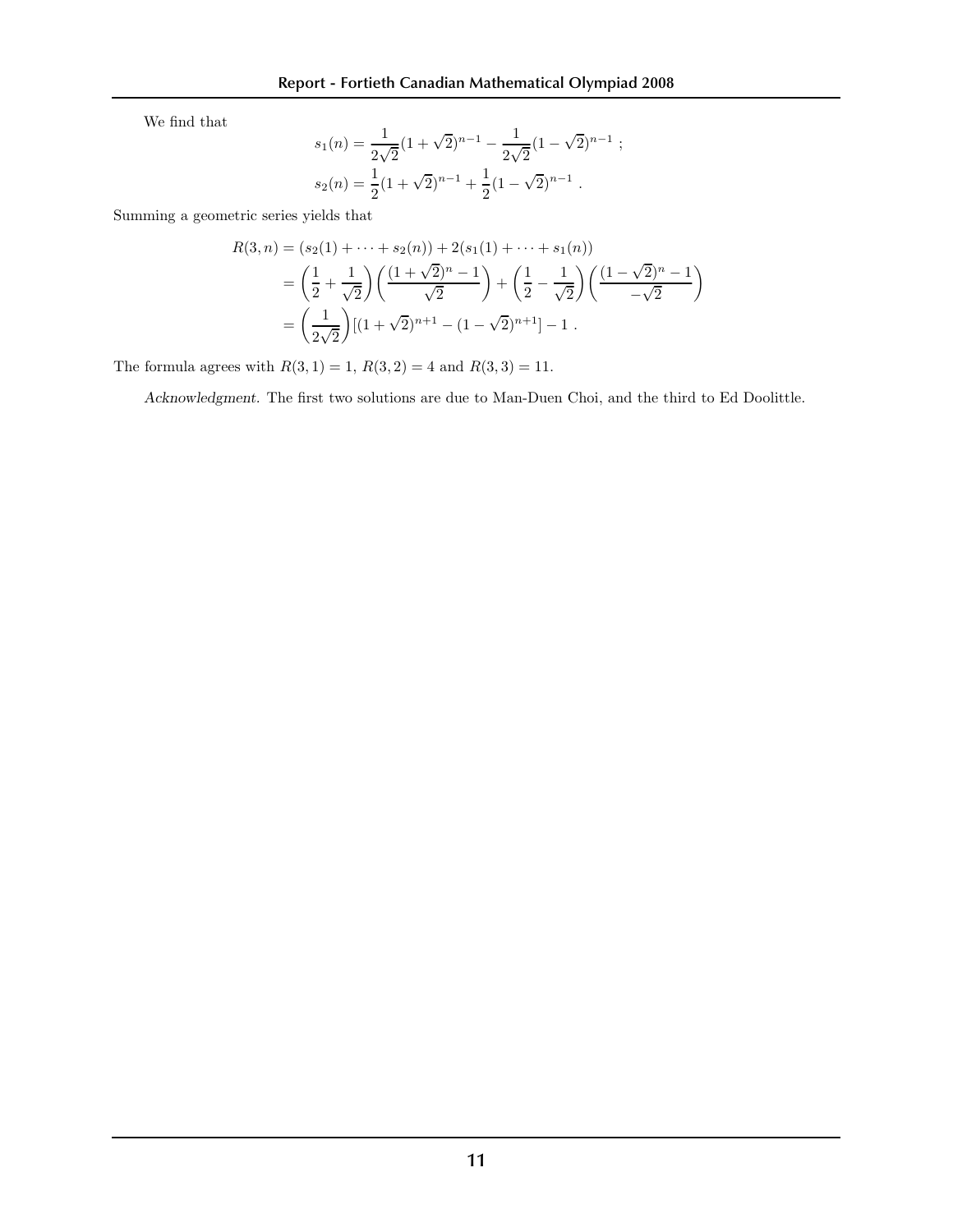We find that

$$s_1(n) = \frac{1}{2\sqrt{2}}(1+\sqrt{2})^{n-1} - \frac{1}{2\sqrt{2}}(1-\sqrt{2})^{n-1} \; ;$$
$$s_2(n) = \frac{1}{2}(1+\sqrt{2})^{n-1} + \frac{1}{2}(1-\sqrt{2})^{n-1} \; .$$

Summing a geometric series yields that

$$\begin{aligned}
R(3,n) &= (s_2(1) + \cdots + s_2(n)) + 2(s_1(1) + \cdots + s_1(n)) \\
&= \left(\frac{1}{2} + \frac{1}{\sqrt{2}}\right)\left(\frac{(1+\sqrt{2})^n - 1}{\sqrt{2}}\right) + \left(\frac{1}{2} - \frac{1}{\sqrt{2}}\right)\left(\frac{(1-\sqrt{2})^n - 1}{-\sqrt{2}}\right) \\
&= \left(\frac{1}{2\sqrt{2}}\right)[(1+\sqrt{2})^{n+1} - (1-\sqrt{2})^{n+1}] - 1 \; .
\end{aligned}$$

The formula agrees with $R(3,1) = 1$, $R(3,2) = 4$ and $R(3,3) = 11$.

*Acknowledgment.* The first two solutions are due to Man-Duen Choi, and the third to Ed Doolittle.